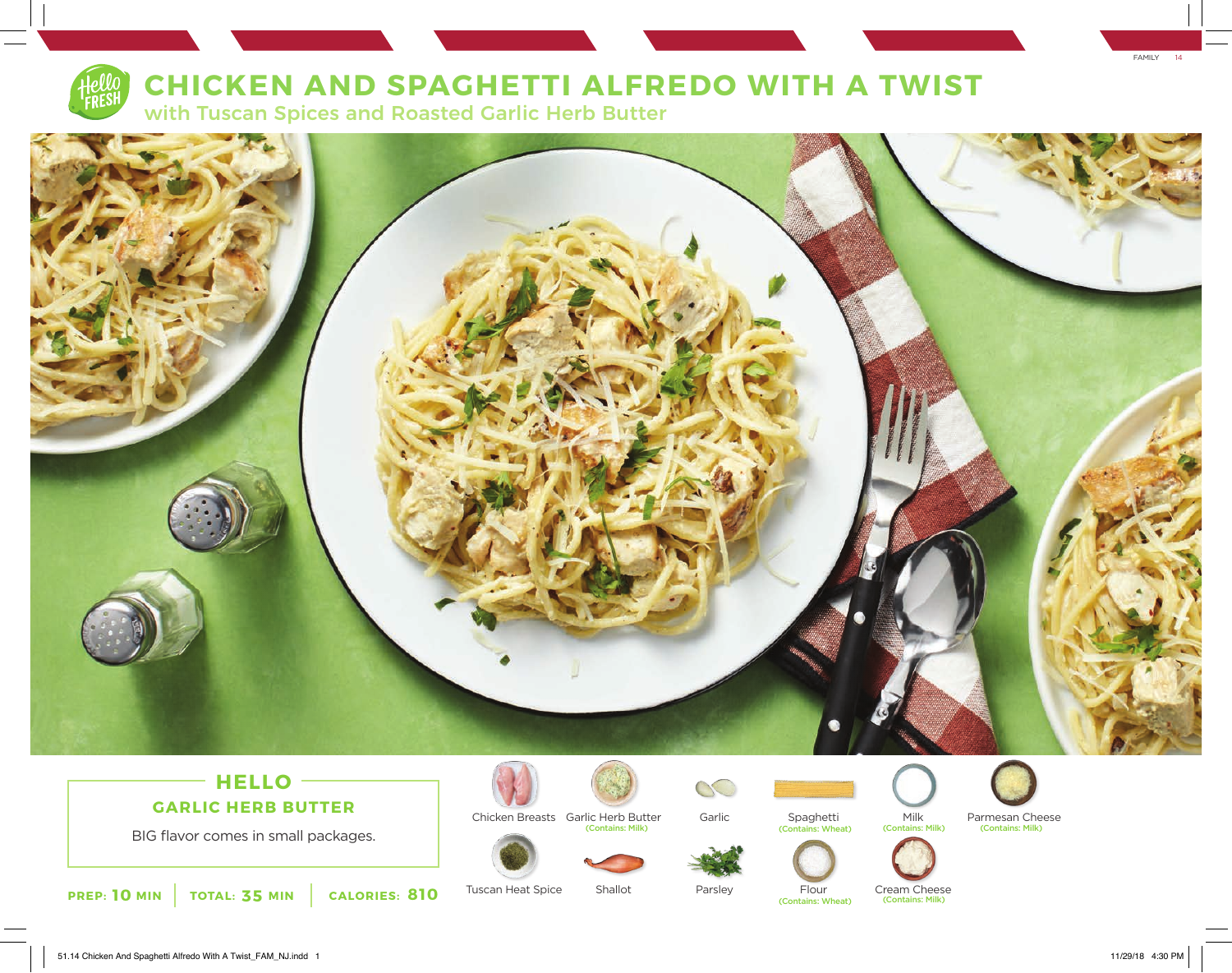# CHICKEN AND SPAGHETTI ALFREDO WITH A TWIST

## with Tuscan Spices and Roasted Garlic Herb Butter

### HELLO

### GARLIC HERB BUTTER

BIG flavor comes in small packages.

**PREP:** 10 MIN | **TOTAL:** 35 MIN | **CALORIES:** 810

- Chicken Breasts
- Garlic Herb Butter (Contains: Milk)
- Garlic
- Spaghetti (Contains: Wheat)
- Milk (Contains: Milk)
- Parmesan Cheese (Contains: Milk)
- Tuscan Heat Spice
- Shallot
- Parsley
- Flour (Contains: Wheat)
- Cream Cheese (Contains: Milk)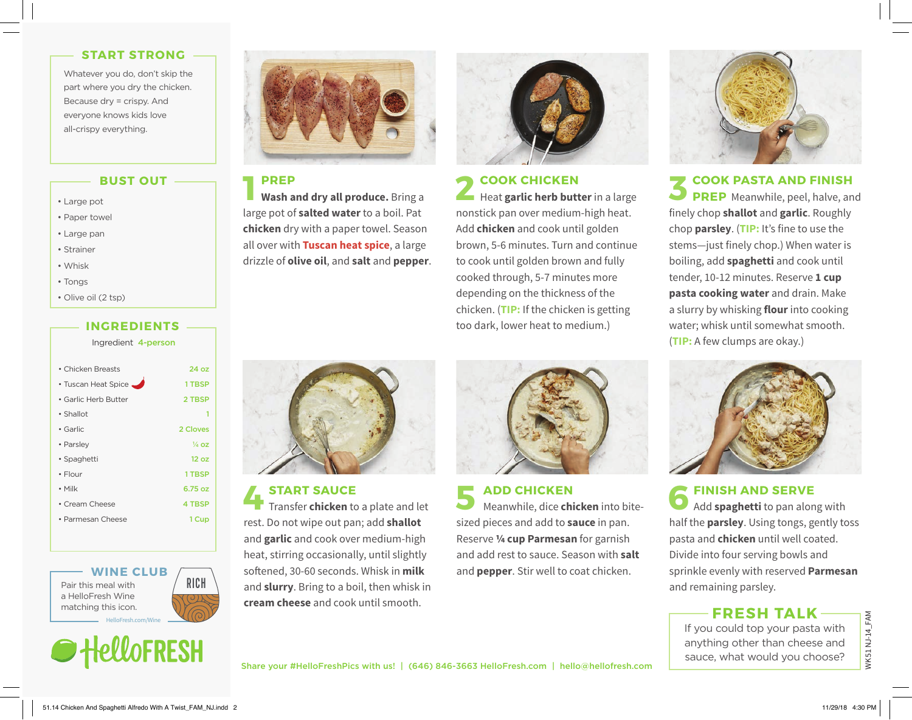## START STRONG

Whatever you do, don't skip the part where you dry the chicken. Because dry = crispy. And everyone knows kids love all-crispy everything.

## BUST OUT

- Large pot
- Paper towel
- Large pan
- Strainer
- Whisk
- Tongs
- Olive oil (2 tsp)

## INGREDIENTS

| Ingredient | 4-person |
|---|---|
| Chicken Breasts | 24 oz |
| Tuscan Heat Spice | 1 TBSP |
| Garlic Herb Butter | 2 TBSP |
| Shallot | 1 |
| Garlic | 2 Cloves |
| Parsley | ¼ oz |
| Spaghetti | 12 oz |
| Flour | 1 TBSP |
| Milk | 6.75 oz |
| Cream Cheese | 4 TBSP |
| Parmesan Cheese | 1 Cup |

## WINE CLUB

Pair this meal with a HelloFresh Wine matching this icon.

RICH

HelloFresh.com/Wine

HelloFRESH

## 1 PREP

**Wash and dry all produce.** Bring a large pot of **salted water** to a boil. Pat **chicken** dry with a paper towel. Season all over with **Tuscan heat spice**, a large drizzle of **olive oil**, and **salt** and **pepper**.

## 2 COOK CHICKEN

Heat **garlic herb butter** in a large nonstick pan over medium-high heat. Add **chicken** and cook until golden brown, 5-6 minutes. Turn and continue to cook until golden brown and fully cooked through, 5-7 minutes more depending on the thickness of the chicken. (**TIP:** If the chicken is getting too dark, lower heat to medium.)

## 3 COOK PASTA AND FINISH PREP

Meanwhile, peel, halve, and finely chop **shallot** and **garlic**. Roughly chop **parsley**. (**TIP:** It's fine to use the stems—just finely chop.) When water is boiling, add **spaghetti** and cook until tender, 10-12 minutes. Reserve **1 cup pasta cooking water** and drain. Make a slurry by whisking **flour** into cooking water; whisk until somewhat smooth. (**TIP:** A few clumps are okay.)

## 4 START SAUCE

Transfer **chicken** to a plate and let rest. Do not wipe out pan; add **shallot** and **garlic** and cook over medium-high heat, stirring occasionally, until slightly softened, 30-60 seconds. Whisk in **milk** and **slurry**. Bring to a boil, then whisk in **cream cheese** and cook until smooth.

## 5 ADD CHICKEN

Meanwhile, dice **chicken** into bite-sized pieces and add to **sauce** in pan. Reserve **¼ cup Parmesan** for garnish and add rest to sauce. Season with **salt** and **pepper**. Stir well to coat chicken.

## 6 FINISH AND SERVE

Add **spaghetti** to pan along with half the **parsley**. Using tongs, gently toss pasta and **chicken** until well coated. Divide into four serving bowls and sprinkle evenly with reserved **Parmesan** and remaining parsley.

## FRESH TALK

If you could top your pasta with anything other than cheese and sauce, what would you choose?

WK51 NJ-14_FAM

Share your #HelloFreshPics with us! | (646) 846-3663 HelloFresh.com | hello@hellofresh.com